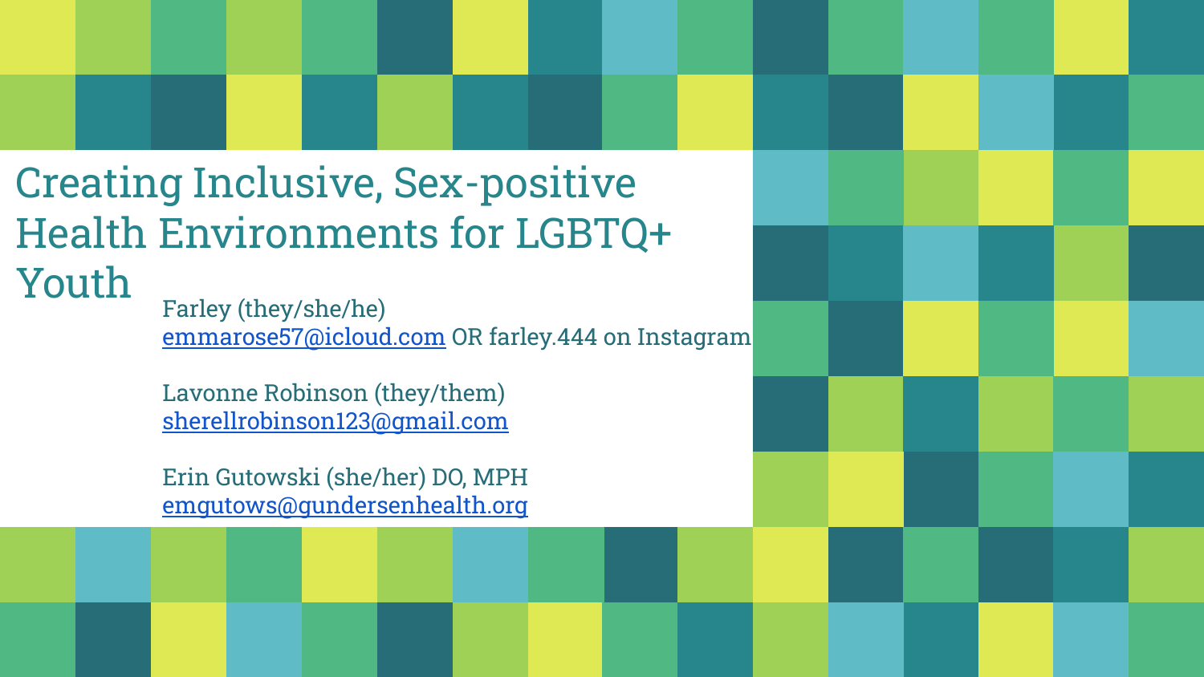# Creating Inclusive, Sex-positive Health Environments for LGBTQ+ Youth

Farley (they/she/he)
emmarose57@icloud.com OR farley.444 on Instagram

Lavonne Robinson (they/them)
sherellrobinson123@gmail.com

Erin Gutowski (she/her) DO, MPH
emgutows@gundersenhealth.org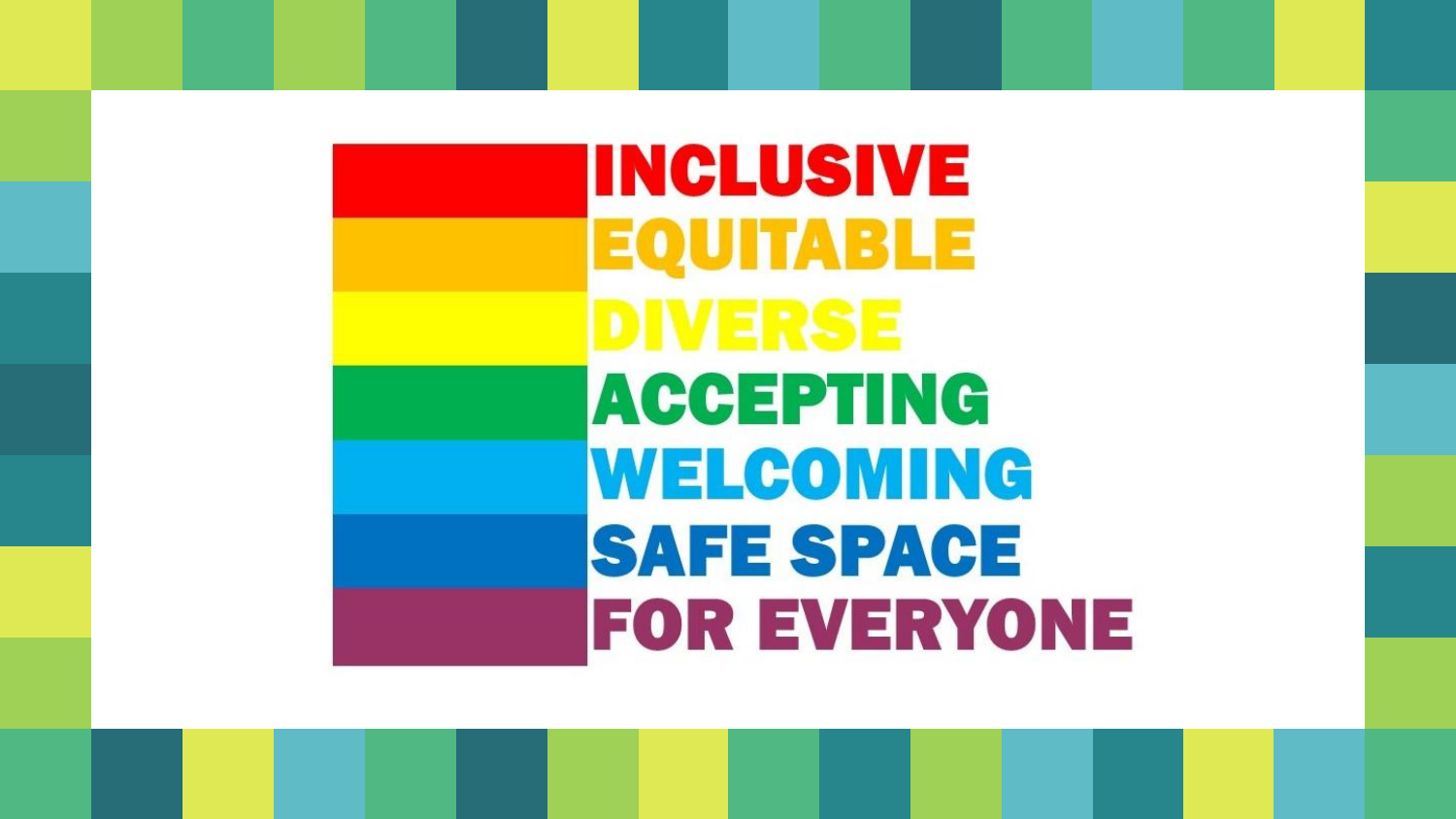INCLUSIVE
EQUITABLE
DIVERSE
ACCEPTING
WELCOMING
SAFE SPACE
FOR EVERYONE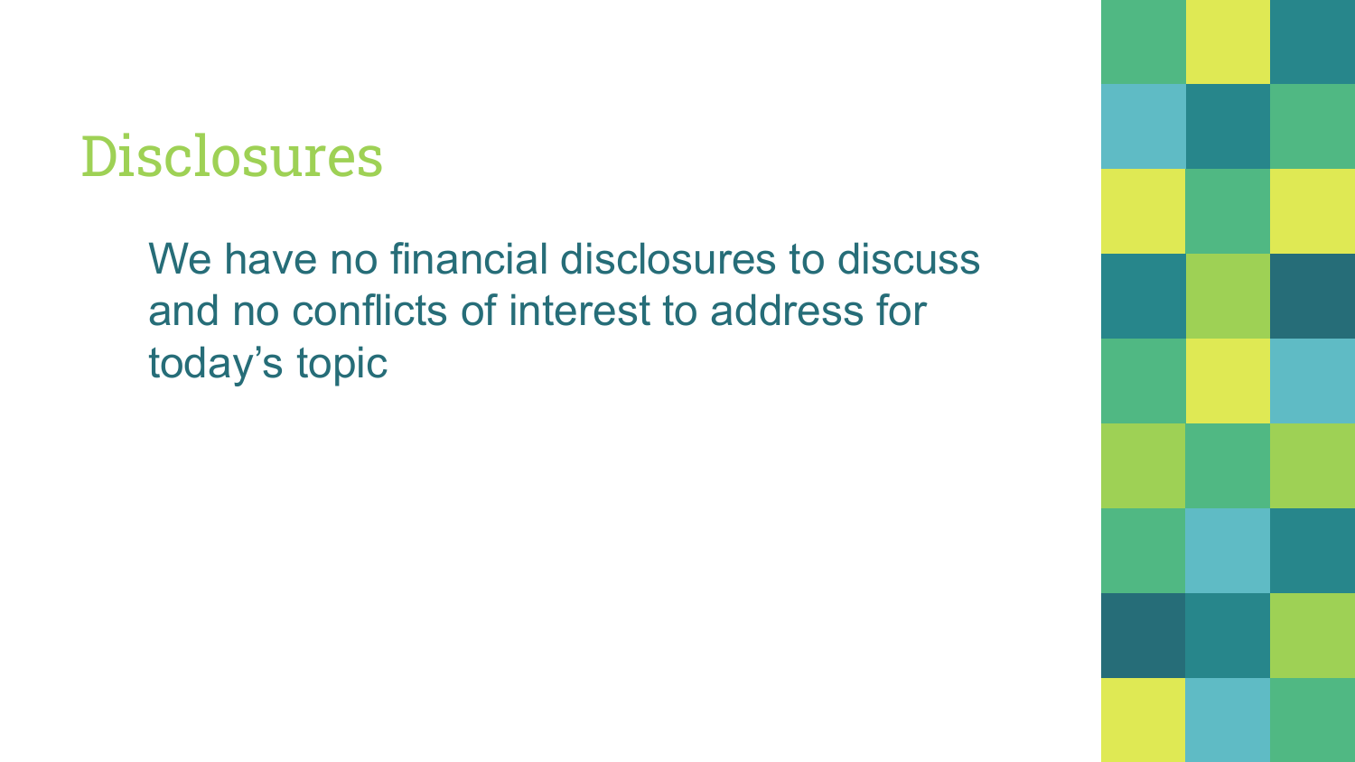# Disclosures

We have no financial disclosures to discuss and no conflicts of interest to address for today's topic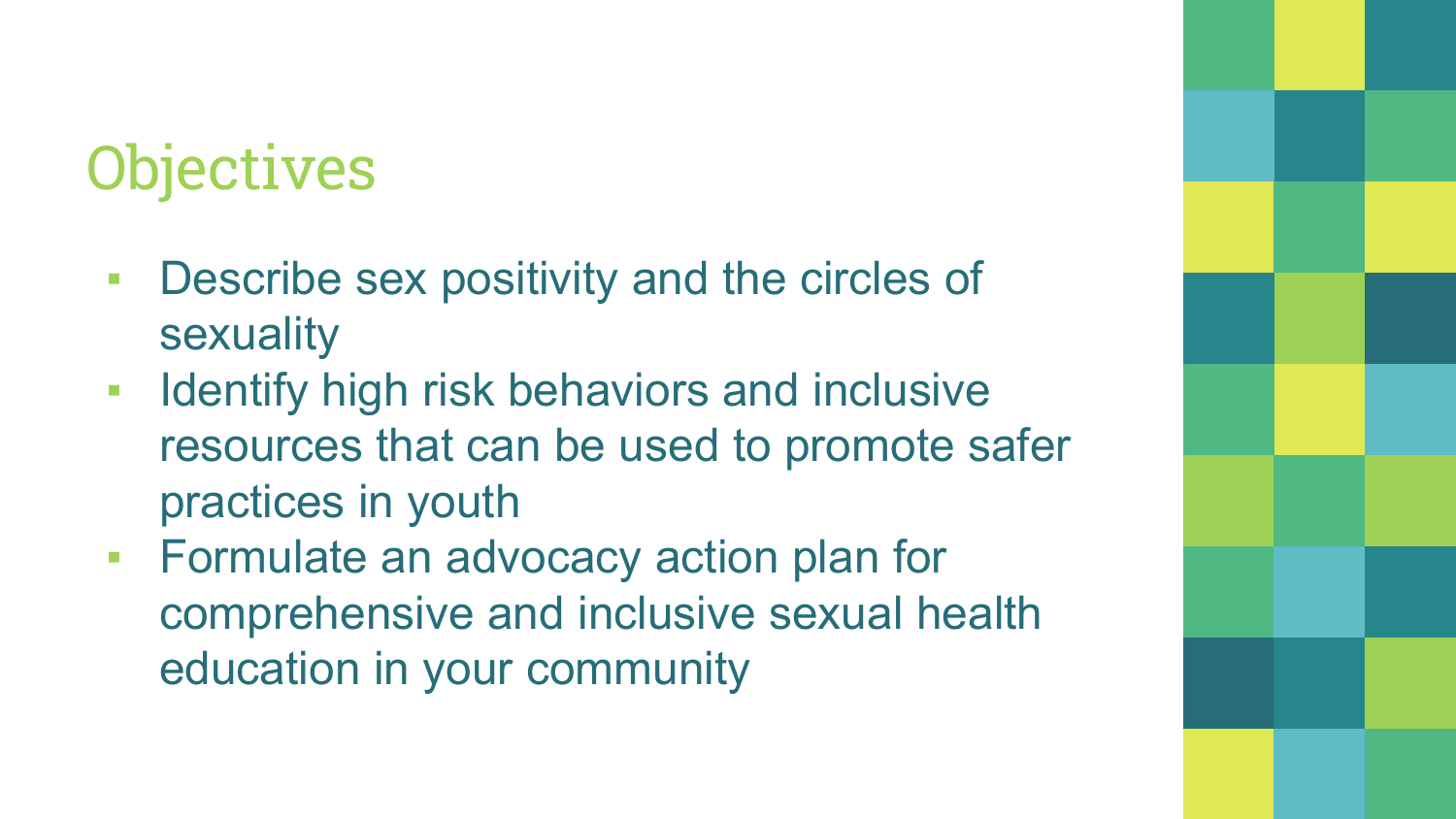# Objectives

- Describe sex positivity and the circles of sexuality
- Identify high risk behaviors and inclusive resources that can be used to promote safer practices in youth
- Formulate an advocacy action plan for comprehensive and inclusive sexual health education in your community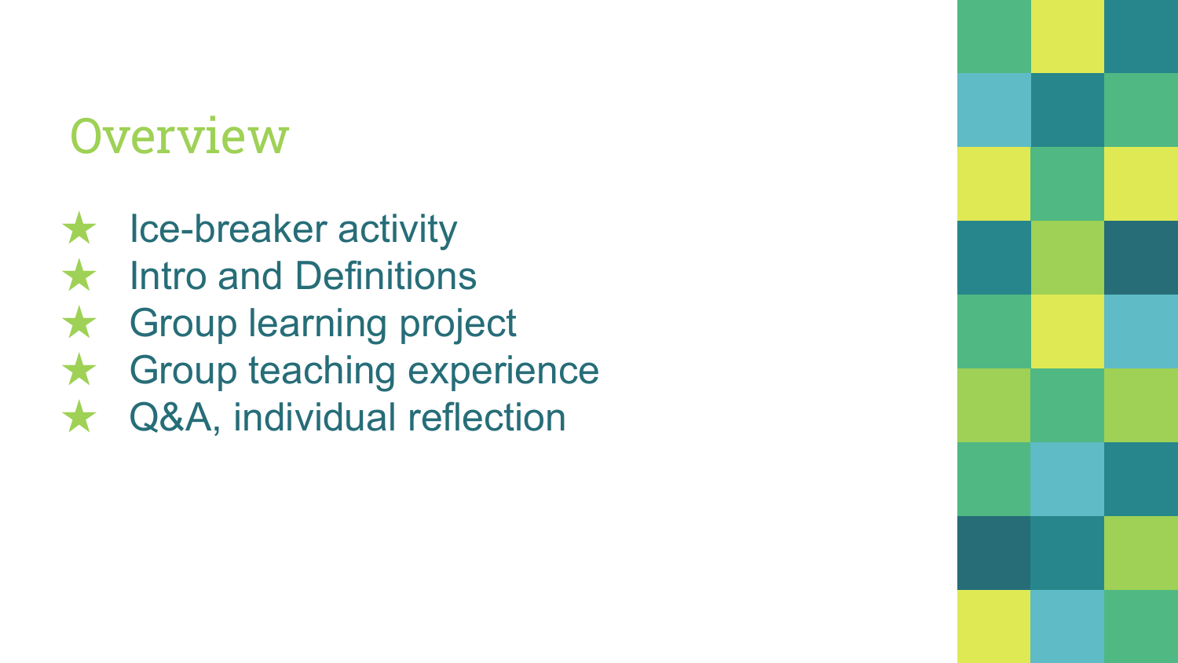# Overview

- ★ Ice-breaker activity
- ★ Intro and Definitions
- ★ Group learning project
- ★ Group teaching experience
- ★ Q&A, individual reflection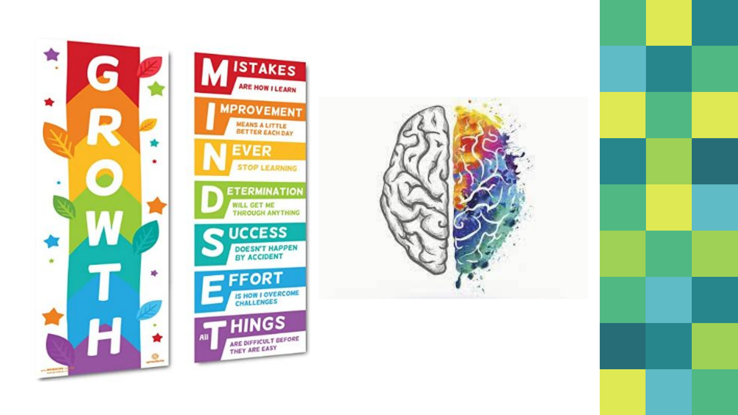G
R
O
W
T
H

**M**ISTAKES
ARE HOW I LEARN

**I**MPROVEMENT
MEANS A LITTLE BETTER EACH DAY

**N**EVER
STOP LEARNING

**D**ETERMINATION
WILL GET ME THROUGH ANYTHING

**S**UCCESS
DOESN'T HAPPEN BY ACCIDENT

**E**FFORT
IS HOW I OVERCOME CHALLENGES

All **T**HINGS
ARE DIFFICULT BEFORE THEY ARE EASY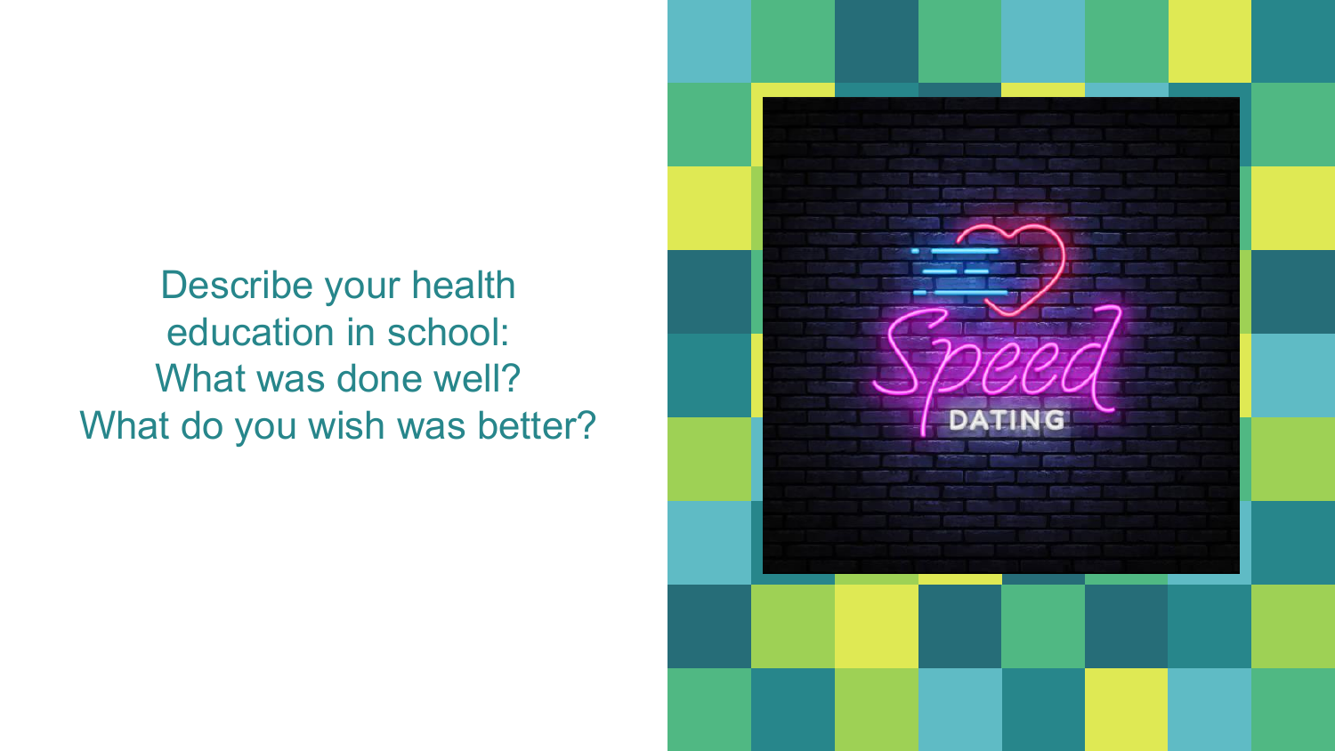Describe your health education in school:
What was done well?
What do you wish was better?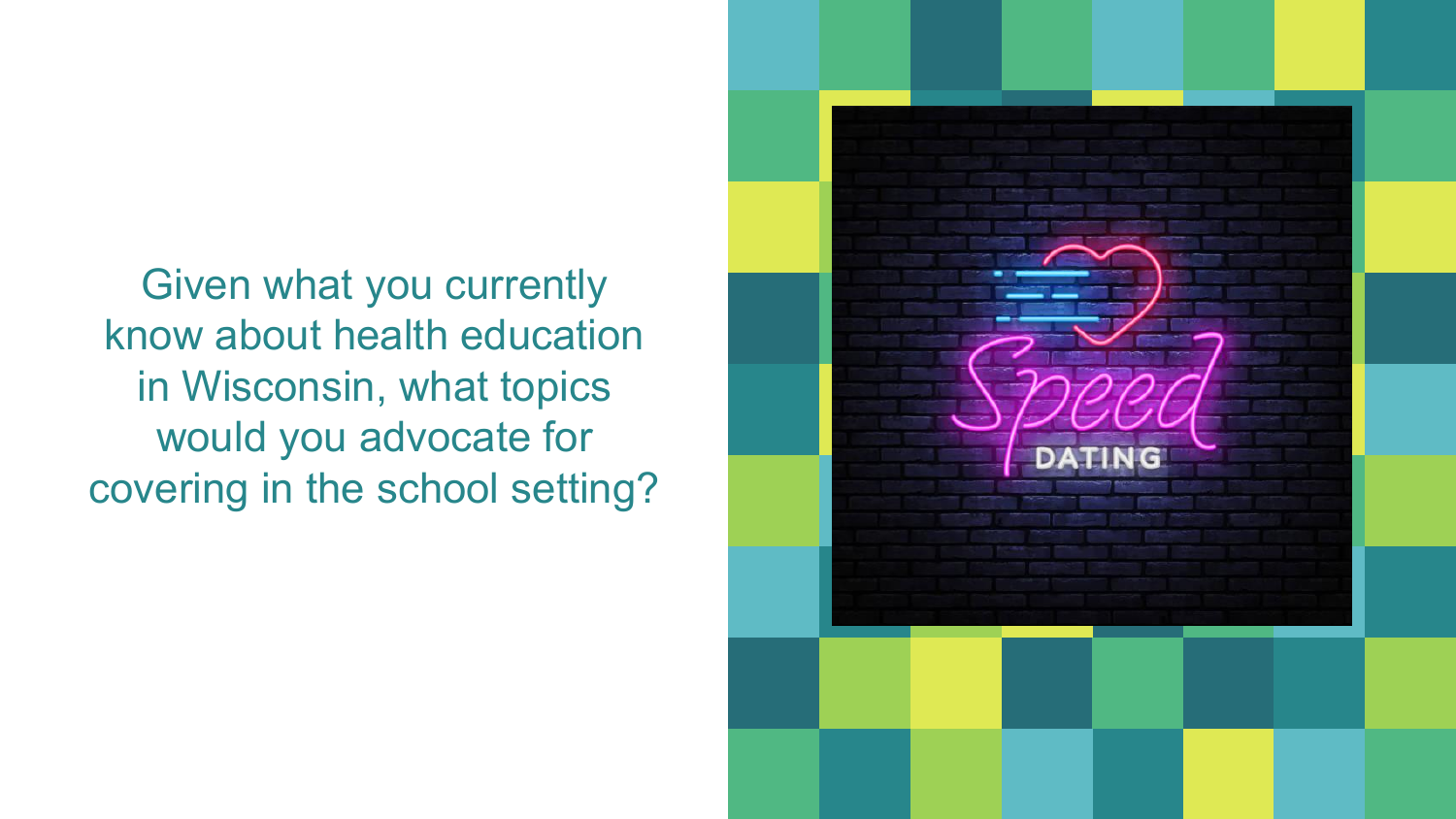Given what you currently know about health education in Wisconsin, what topics would you advocate for covering in the school setting?

Speed DATING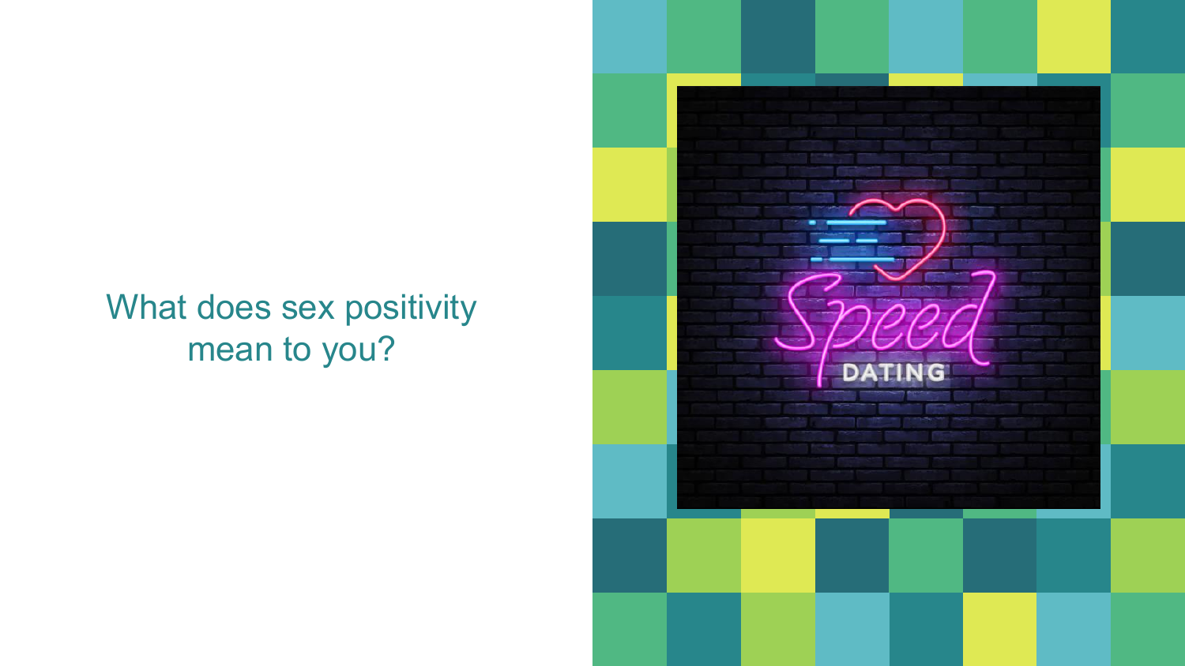What does sex positivity mean to you?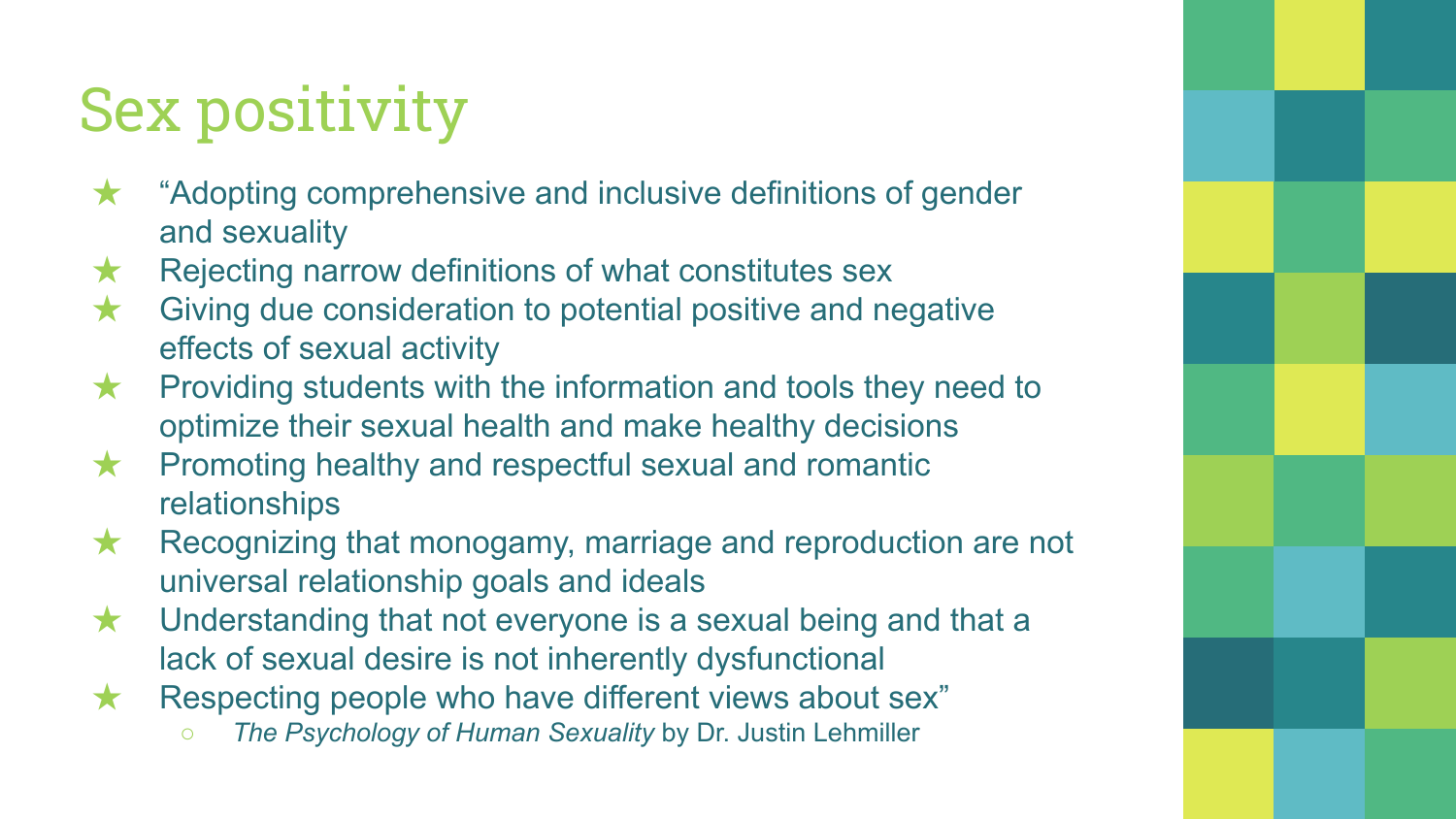# Sex positivity

- “Adopting comprehensive and inclusive definitions of gender and sexuality
- Rejecting narrow definitions of what constitutes sex
- Giving due consideration to potential positive and negative effects of sexual activity
- Providing students with the information and tools they need to optimize their sexual health and make healthy decisions
- Promoting healthy and respectful sexual and romantic relationships
- Recognizing that monogamy, marriage and reproduction are not universal relationship goals and ideals
- Understanding that not everyone is a sexual being and that a lack of sexual desire is not inherently dysfunctional
- Respecting people who have different views about sex”
    - *The Psychology of Human Sexuality* by Dr. Justin Lehmiller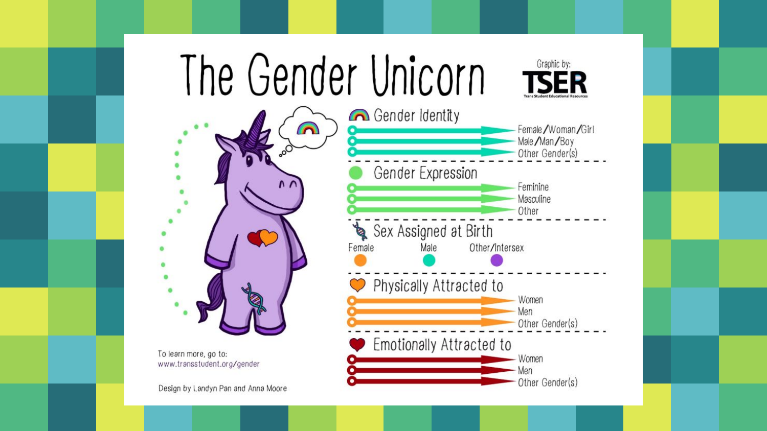# The Gender Unicorn

Graphic by: **TSER** Trans Student Educational Resources

## Gender Identity

- Female/Woman/Girl
- Male/Man/Boy
- Other Gender(s)

## Gender Expression

- Feminine
- Masculine
- Other

## Sex Assigned at Birth

- Female
- Male
- Other/Intersex

## Physically Attracted to

- Women
- Men
- Other Gender(s)

## Emotionally Attracted to

- Women
- Men
- Other Gender(s)

To learn more, go to:
www.transstudent.org/gender

Design by Landyn Pan and Anna Moore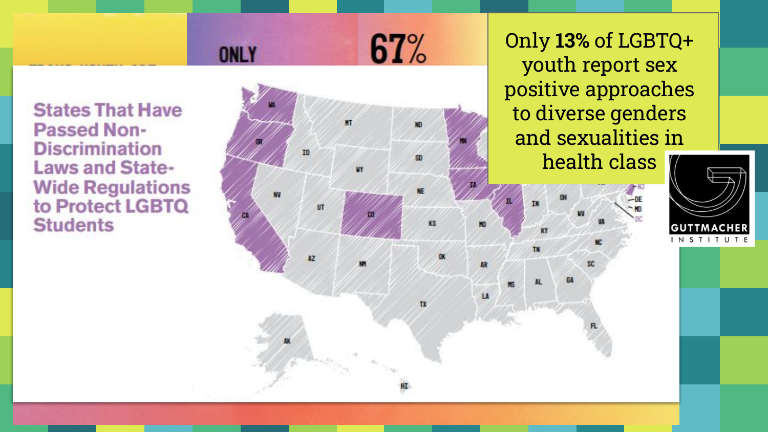ONLY 67%

## States That Have Passed Non-Discrimination Laws and State-Wide Regulations to Protect LGBTQ Students

WA OR CA ID NV MT WY UT CO AZ NM ND SD NE KS OK TX MN IA MO AR LA IL IN KY TN MS AL OH WV VA NC SC GA FL NJ DE MD DC AK HI

Only **13%** of LGBTQ+ youth report sex positive approaches to diverse genders and sexualities in health class

GUTTMACHER INSTITUTE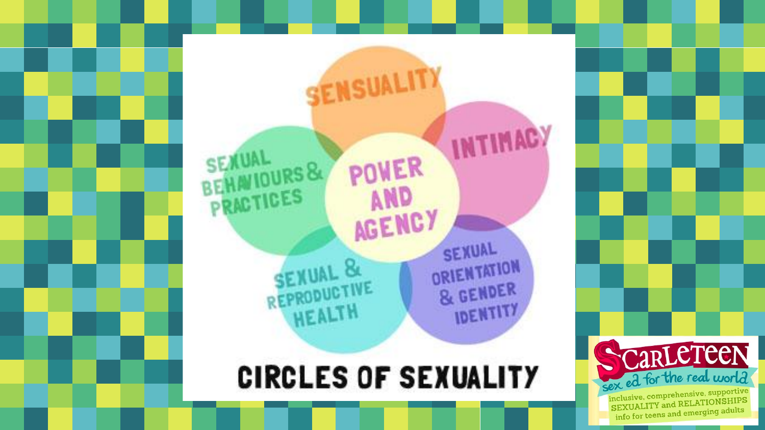# CIRCLES OF SEXUALITY

- SENSUALITY
- INTIMACY
- SEXUAL ORIENTATION & GENDER IDENTITY
- SEXUAL & REPRODUCTIVE HEALTH
- SEXUAL BEHAVIOURS & PRACTICES
- POWER AND AGENCY

Scarleteen
sex ed for the real world
inclusive, comprehensive, supportive SEXUALITY and RELATIONSHIPS info for teens and emerging adults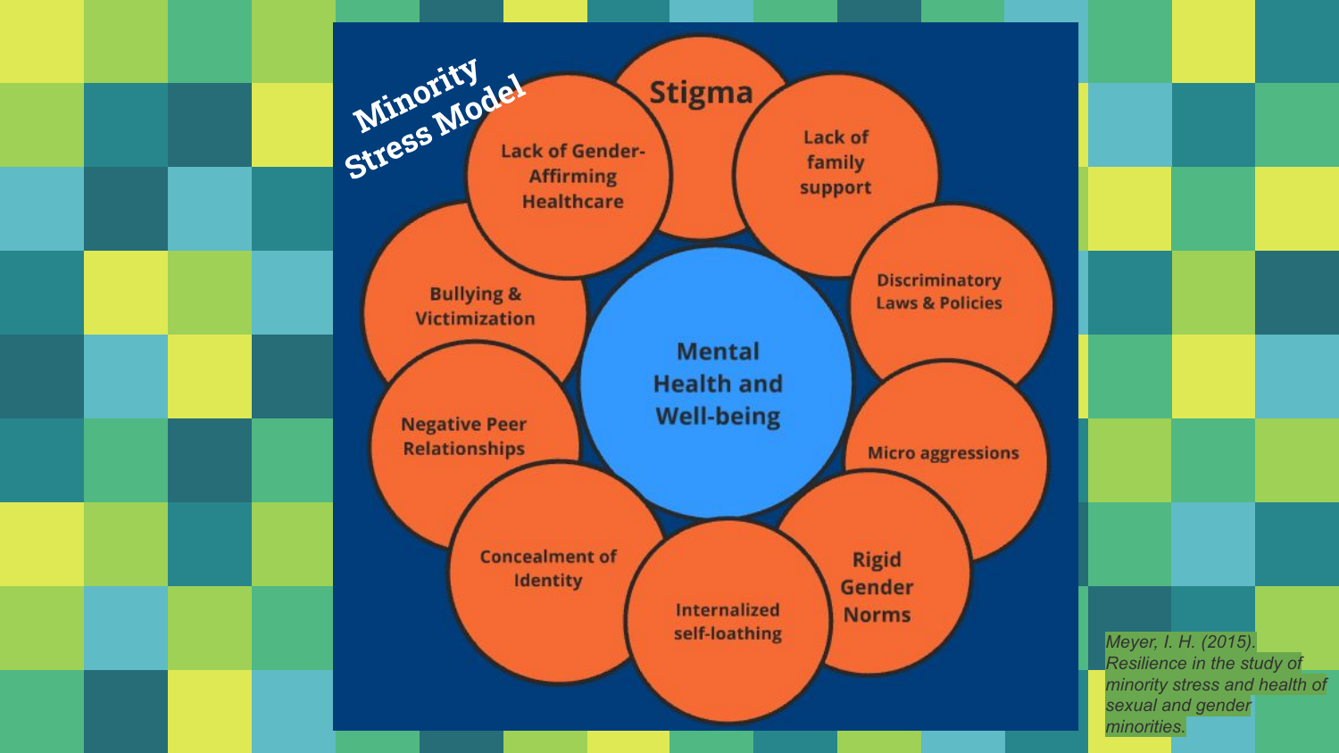# Minority Stress Model

- Stigma
- Lack of family support
- Discriminatory Laws & Policies
- Micro aggressions
- Rigid Gender Norms
- Internalized self-loathing
- Concealment of Identity
- Negative Peer Relationships
- Bullying & Victimization
- Lack of Gender-Affirming Healthcare

**Mental Health and Well-being**

*Meyer, I. H. (2015). Resilience in the study of minority stress and health of sexual and gender minorities.*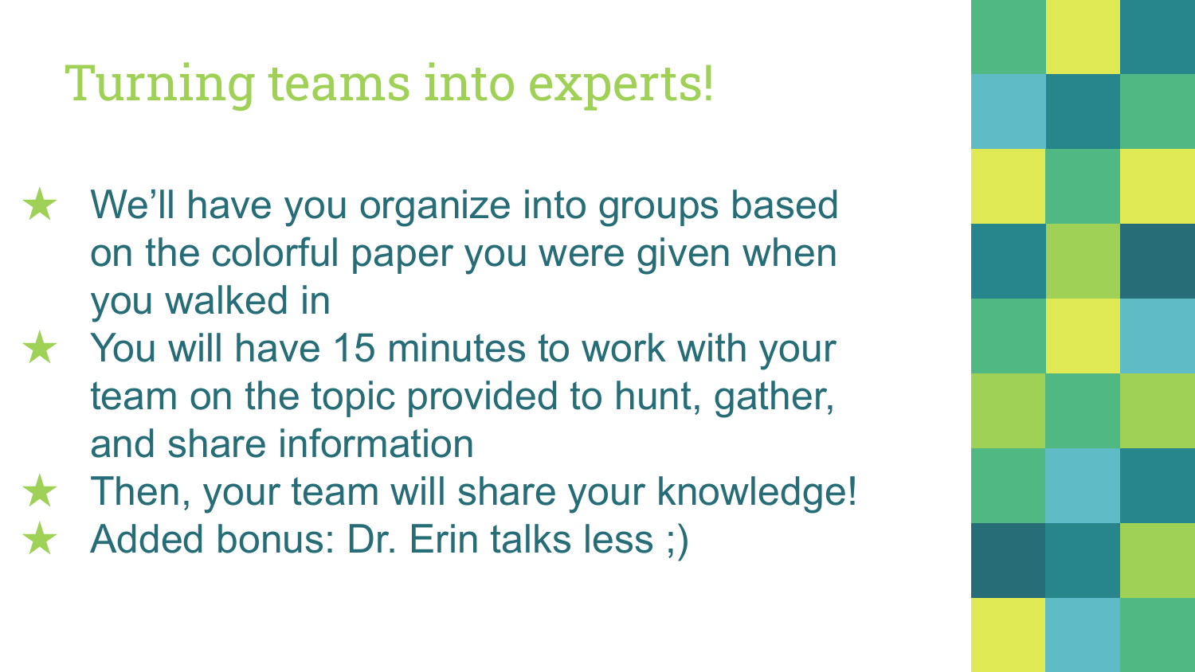# Turning teams into experts!

- ★ We'll have you organize into groups based on the colorful paper you were given when you walked in
- ★ You will have 15 minutes to work with your team on the topic provided to hunt, gather, and share information
- ★ Then, your team will share your knowledge!
- ★ Added bonus: Dr. Erin talks less ;)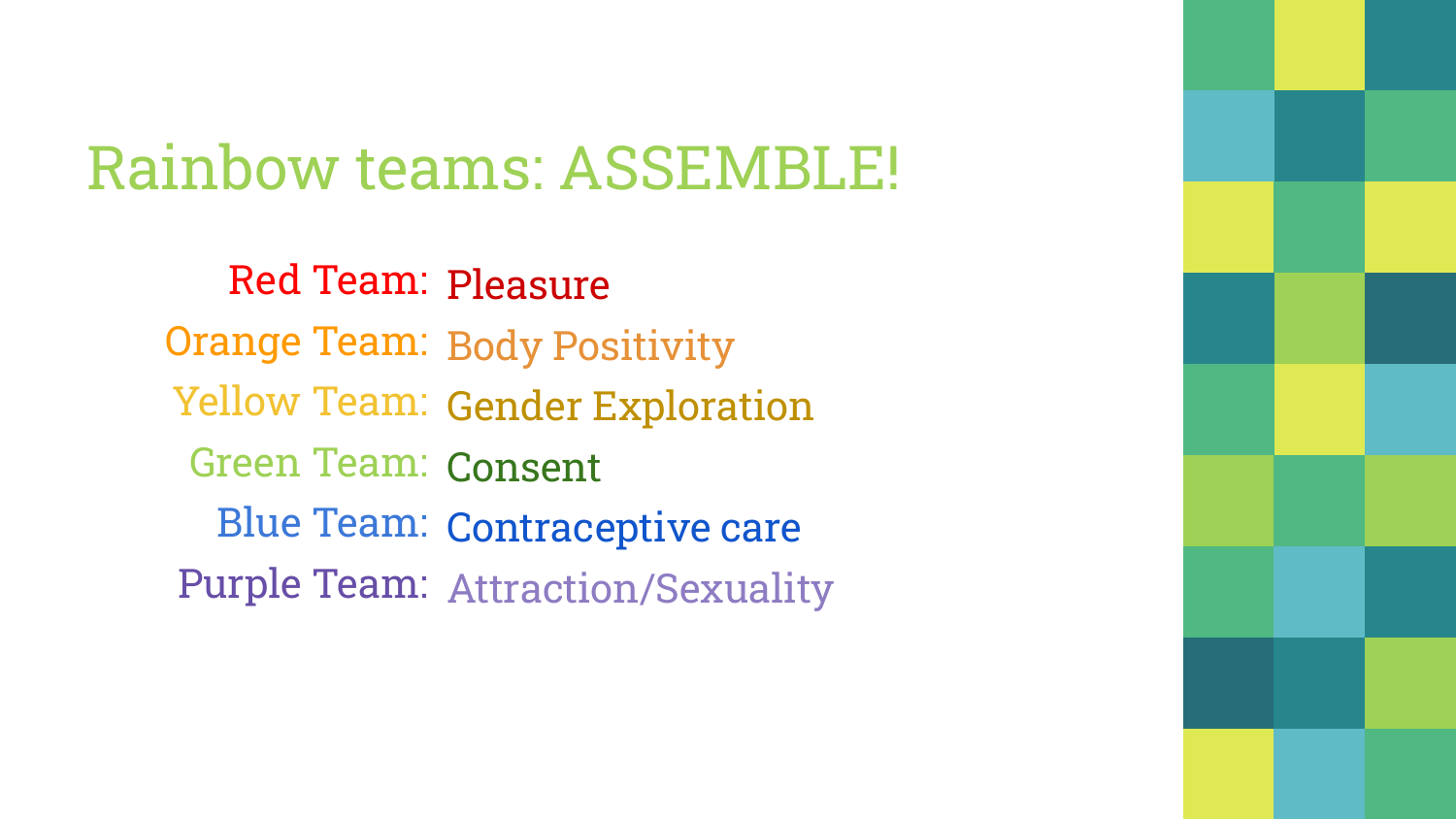# Rainbow teams: ASSEMBLE!

Red Team: Pleasure
Orange Team: Body Positivity
Yellow Team: Gender Exploration
Green Team: Consent
Blue Team: Contraceptive care
Purple Team: Attraction/Sexuality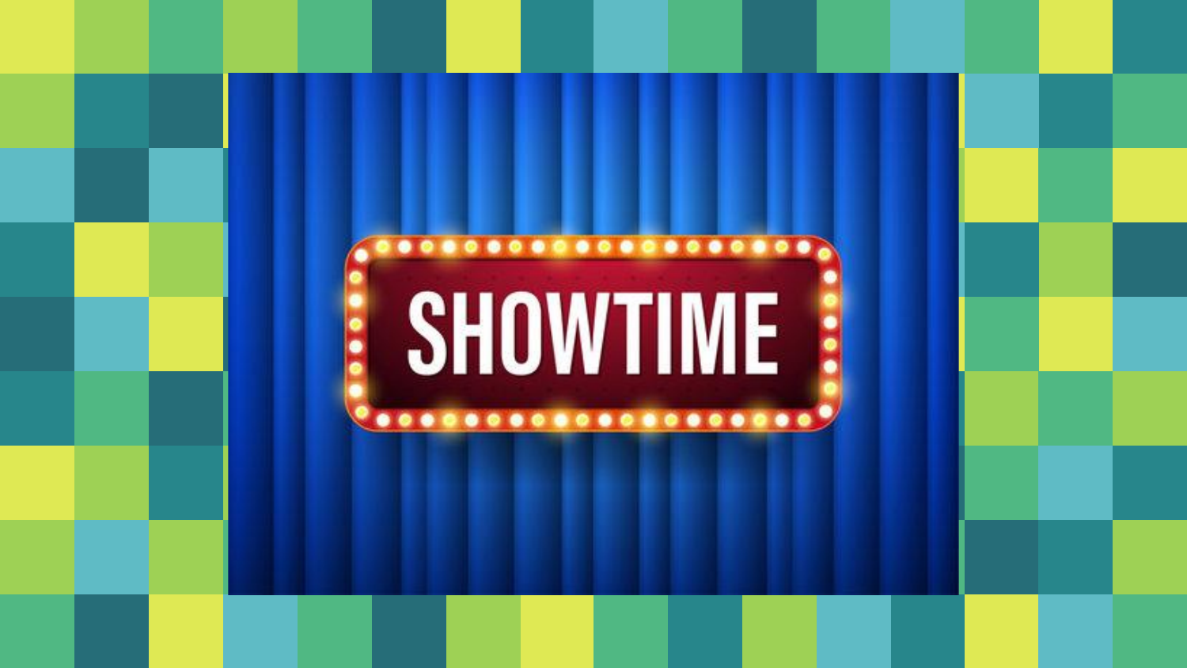SHOWTIME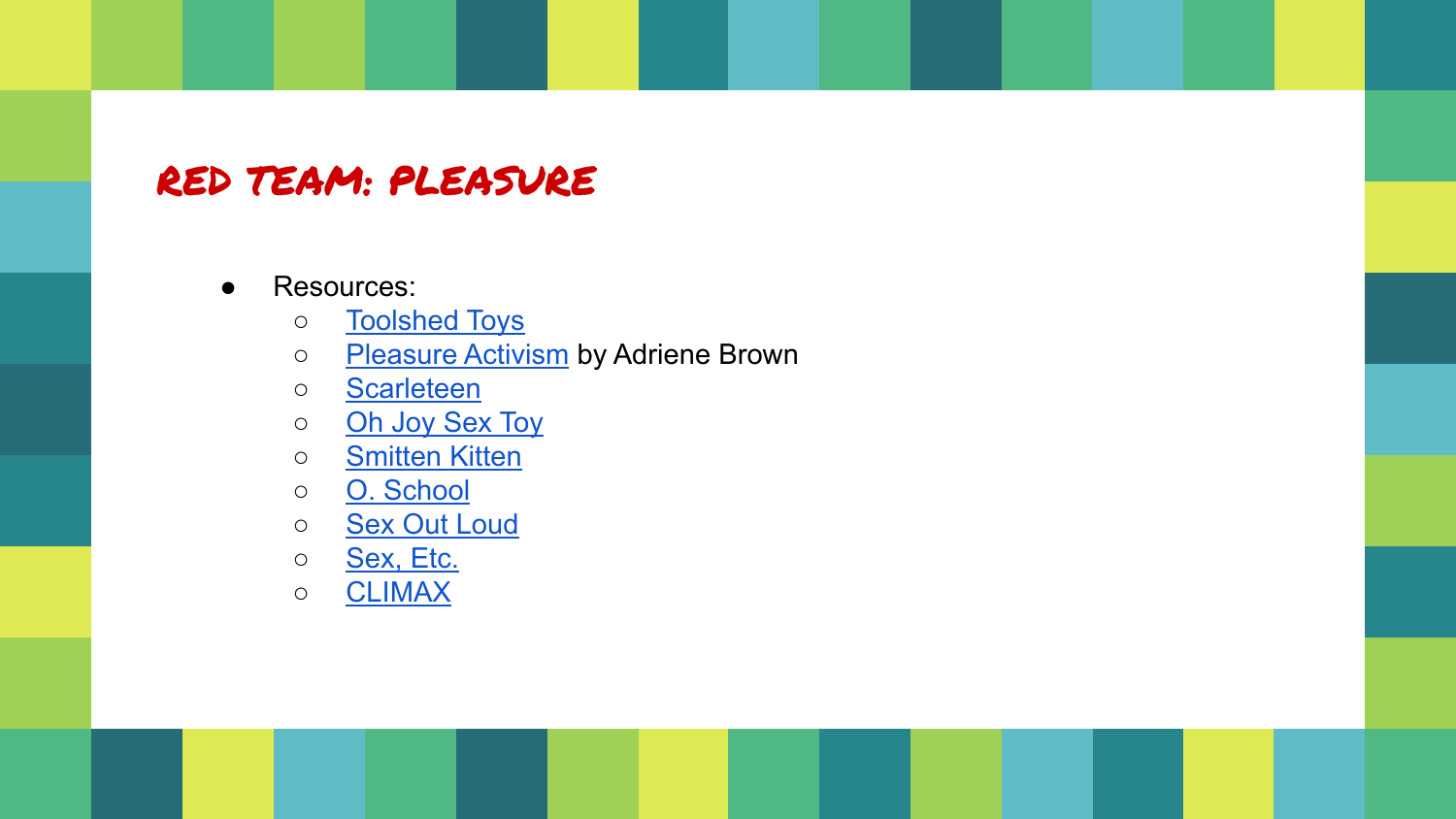# RED TEAM: PLEASURE

- Resources:
  - Toolshed Toys
  - Pleasure Activism by Adriene Brown
  - Scarleteen
  - Oh Joy Sex Toy
  - Smitten Kitten
  - O. School
  - Sex Out Loud
  - Sex, Etc.
  - CLIMAX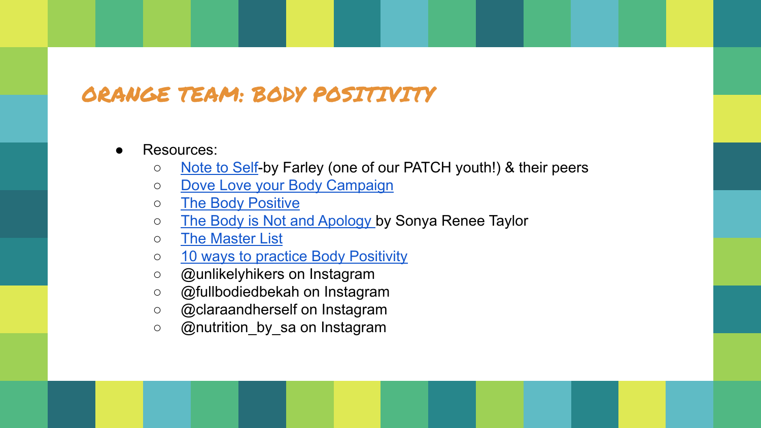# ORANGE TEAM: BODY POSITIVITY

- Resources:
  - Note to Self-by Farley (one of our PATCH youth!) & their peers
  - Dove Love your Body Campaign
  - The Body Positive
  - The Body is Not and Apology by Sonya Renee Taylor
  - The Master List
  - 10 ways to practice Body Positivity
  - @unlikelyhikers on Instagram
  - @fullbodiedbekah on Instagram
  - @claraandherself on Instagram
  - @nutrition_by_sa on Instagram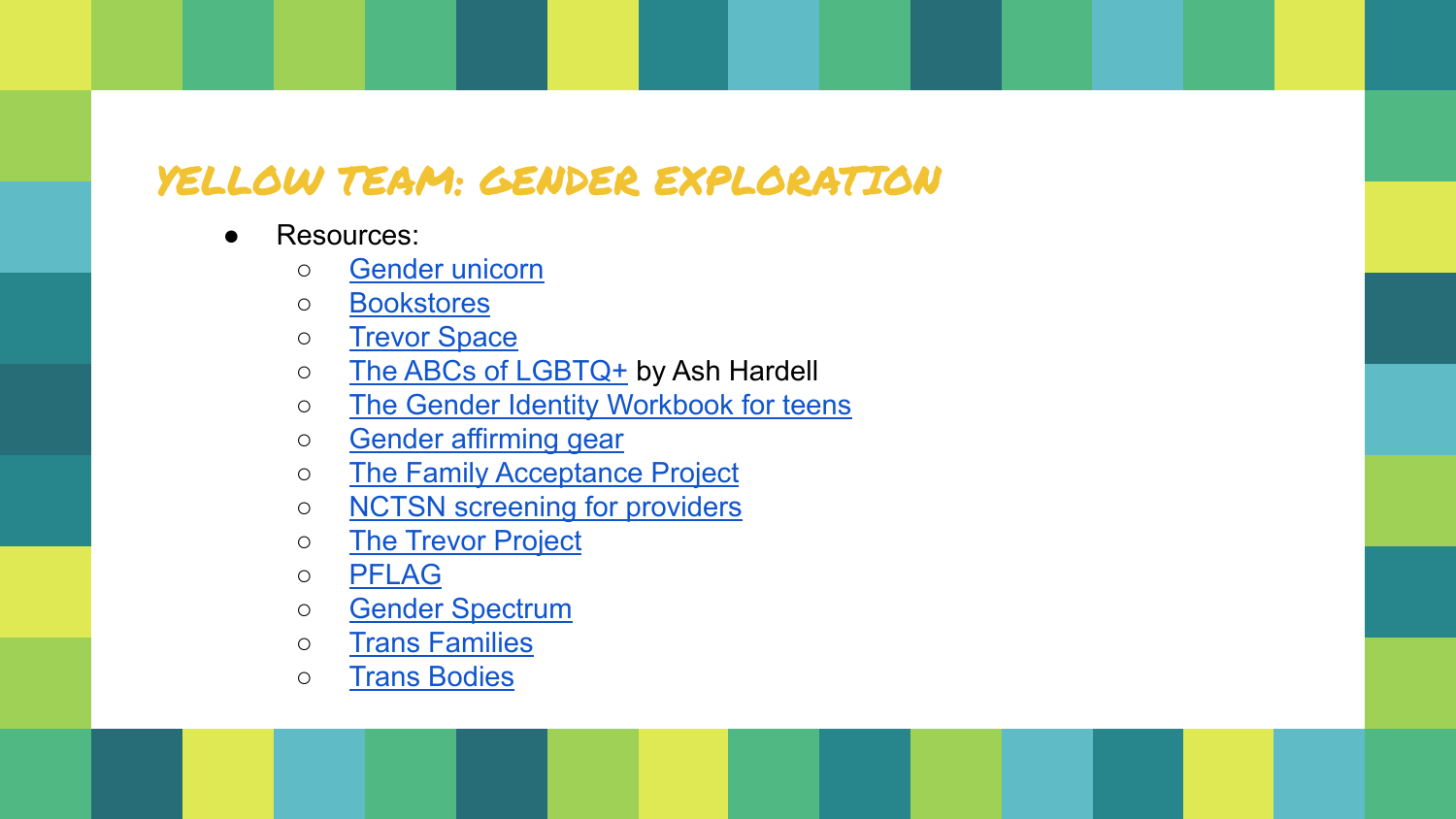## YELLOW TEAM: GENDER EXPLORATION

- Resources:
    - Gender unicorn
    - Bookstores
    - Trevor Space
    - The ABCs of LGBTQ+ by Ash Hardell
    - The Gender Identity Workbook for teens
    - Gender affirming gear
    - The Family Acceptance Project
    - NCTSN screening for providers
    - The Trevor Project
    - PFLAG
    - Gender Spectrum
    - Trans Families
    - Trans Bodies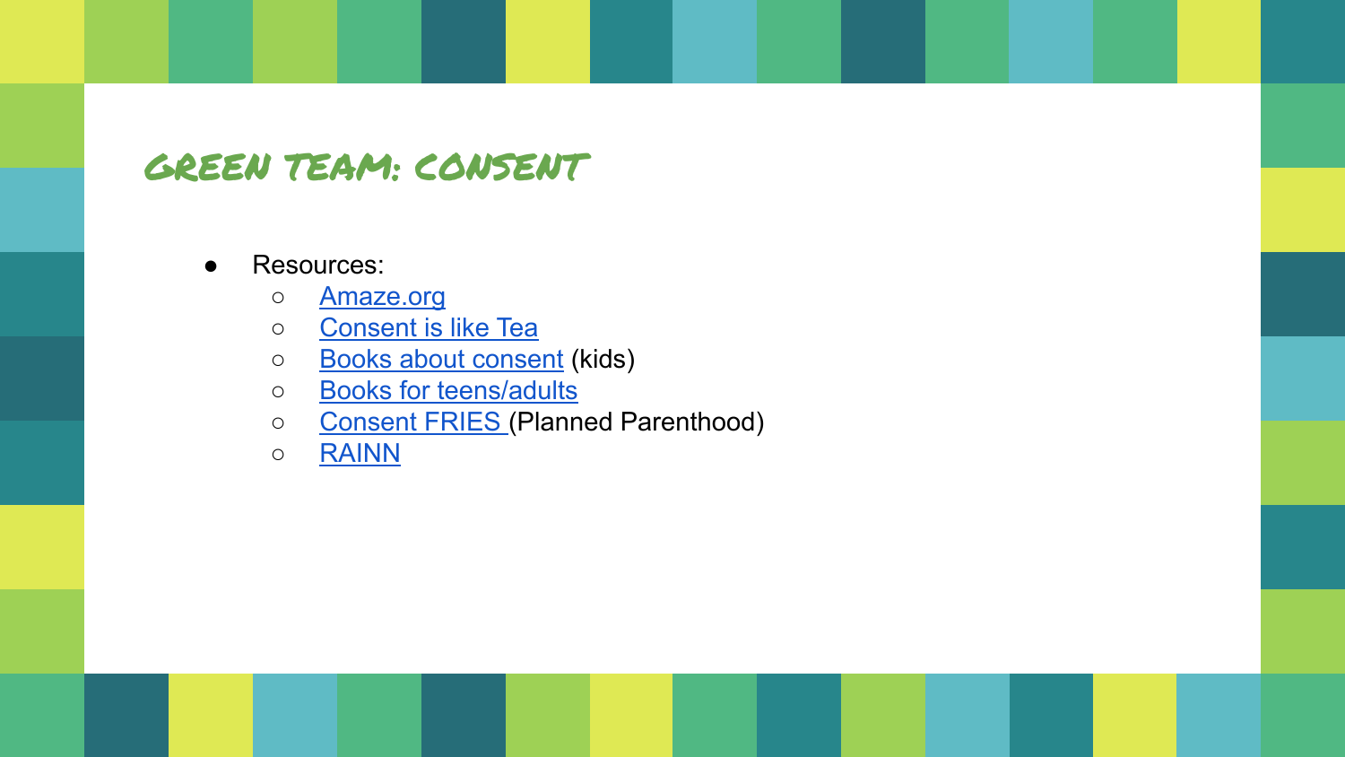# GREEN TEAM: CONSENT

- Resources:
  - Amaze.org
  - Consent is like Tea
  - Books about consent (kids)
  - Books for teens/adults
  - Consent FRIES (Planned Parenthood)
  - RAINN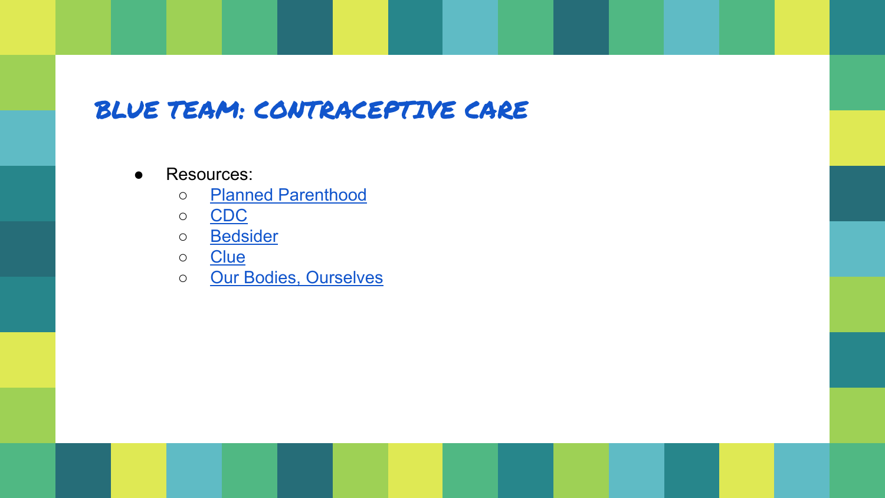# BLUE TEAM: CONTRACEPTIVE CARE

- Resources:
  - Planned Parenthood
  - CDC
  - Bedsider
  - Clue
  - Our Bodies, Ourselves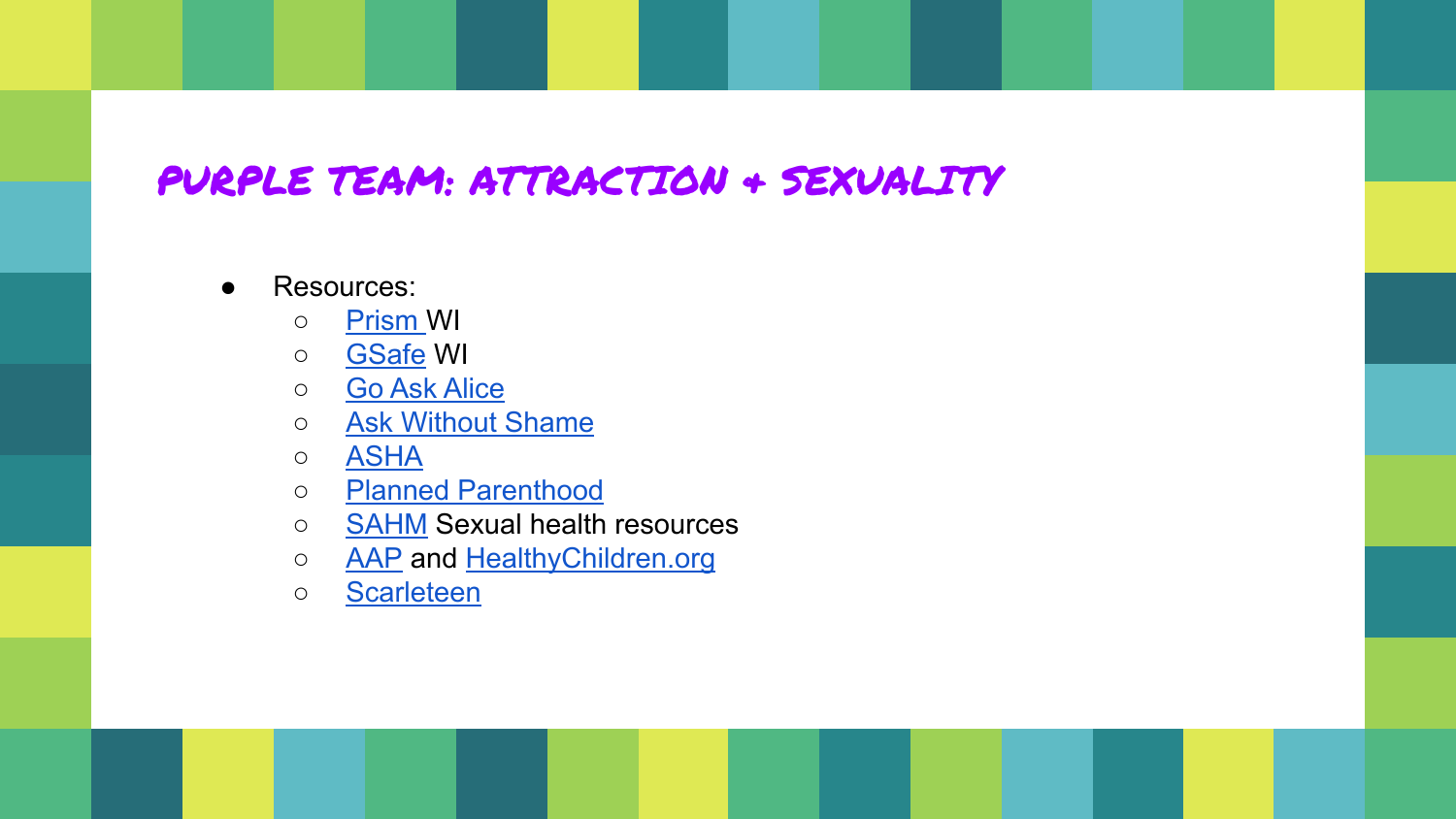# PURPLE TEAM: ATTRACTION + SEXUALITY

- Resources:
  - Prism WI
  - GSafe WI
  - Go Ask Alice
  - Ask Without Shame
  - ASHA
  - Planned Parenthood
  - SAHM Sexual health resources
  - AAP and HealthyChildren.org
  - Scarleteen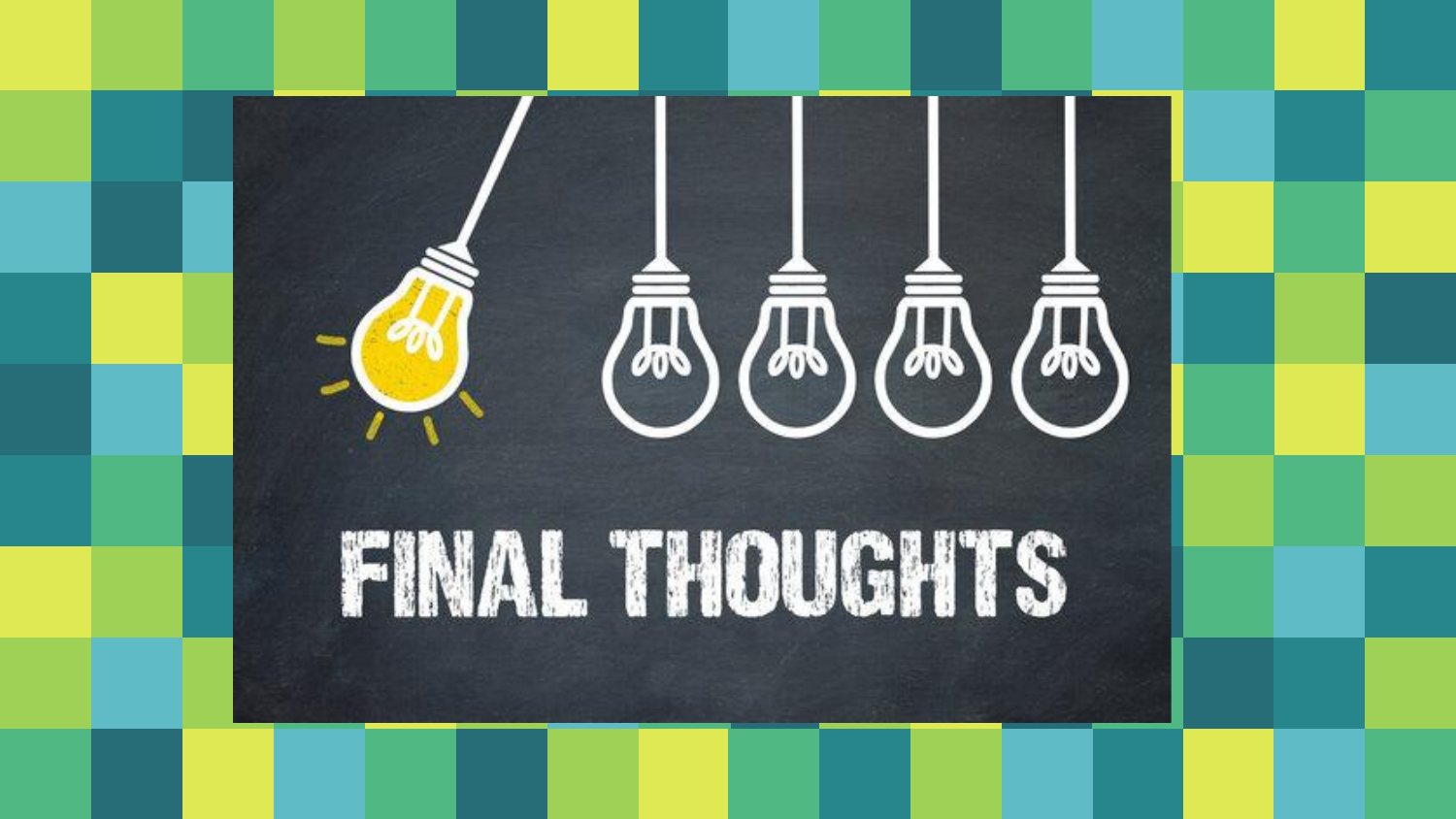# FINAL THOUGHTS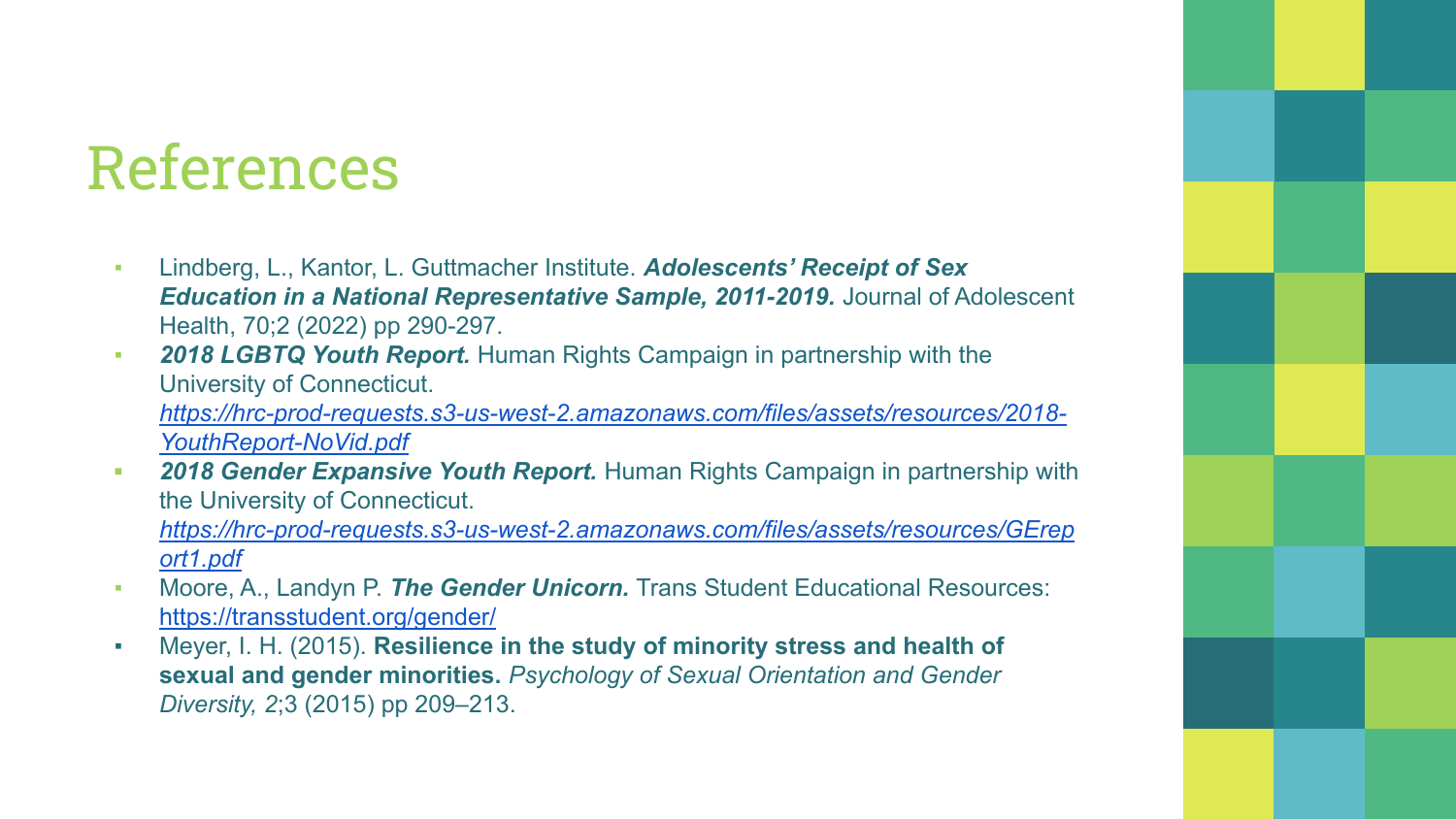# References

- Lindberg, L., Kantor, L. Guttmacher Institute. ***Adolescents' Receipt of Sex Education in a National Representative Sample, 2011-2019.*** Journal of Adolescent Health, 70;2 (2022) pp 290-297.
- ***2018 LGBTQ Youth Report.*** Human Rights Campaign in partnership with the University of Connecticut. *https://hrc-prod-requests.s3-us-west-2.amazonaws.com/files/assets/resources/2018-YouthReport-NoVid.pdf*
- ***2018 Gender Expansive Youth Report.*** Human Rights Campaign in partnership with the University of Connecticut. *https://hrc-prod-requests.s3-us-west-2.amazonaws.com/files/assets/resources/GEreport1.pdf*
- Moore, A., Landyn P. ***The Gender Unicorn.*** Trans Student Educational Resources: https://transstudent.org/gender/
- Meyer, I. H. (2015). **Resilience in the study of minority stress and health of sexual and gender minorities.** *Psychology of Sexual Orientation and Gender Diversity, 2*;3 (2015) pp 209–213.